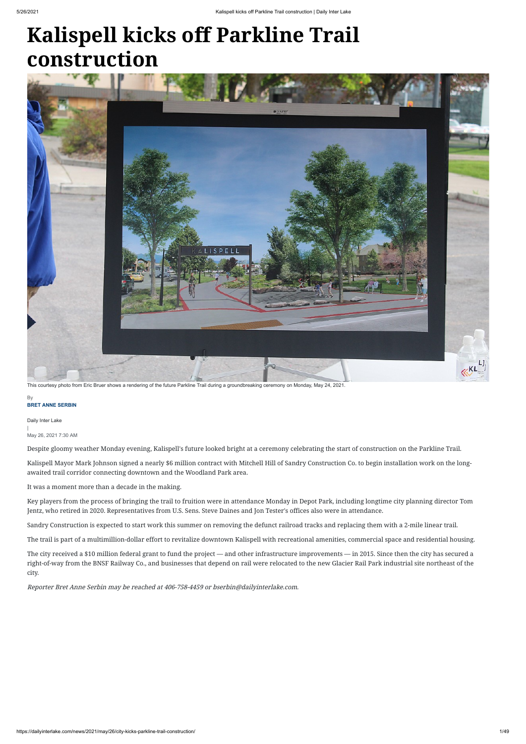# Kalispell kicks off Parkline Trail construction

This courtesy photo from Eric Bruer shows a rendering of the future Parkline Trail during a groundbreaking ceremony on Monday, May 24, 2021.

By
**BRET ANNE SERBIN**

Daily Inter Lake
|
May 26, 2021 7:30 AM

Despite gloomy weather Monday evening, Kalispell's future looked bright at a ceremony celebrating the start of construction on the Parkline Trail.

Kalispell Mayor Mark Johnson signed a nearly $6 million contract with Mitchell Hill of Sandry Construction Co. to begin installation work on the long-awaited trail corridor connecting downtown and the Woodland Park area.

It was a moment more than a decade in the making.

Key players from the process of bringing the trail to fruition were in attendance Monday in Depot Park, including longtime city planning director Tom Jentz, who retired in 2020. Representatives from U.S. Sens. Steve Daines and Jon Tester's offices also were in attendance.

Sandry Construction is expected to start work this summer on removing the defunct railroad tracks and replacing them with a 2-mile linear trail.

The trail is part of a multimillion-dollar effort to revitalize downtown Kalispell with recreational amenities, commercial space and residential housing.

The city received a $10 million federal grant to fund the project — and other infrastructure improvements — in 2015. Since then the city has secured a right-of-way from the BNSF Railway Co., and businesses that depend on rail were relocated to the new Glacier Rail Park industrial site northeast of the city.

*Reporter Bret Anne Serbin may be reached at 406-758-4459 or bserbin@dailyinterlake.com.*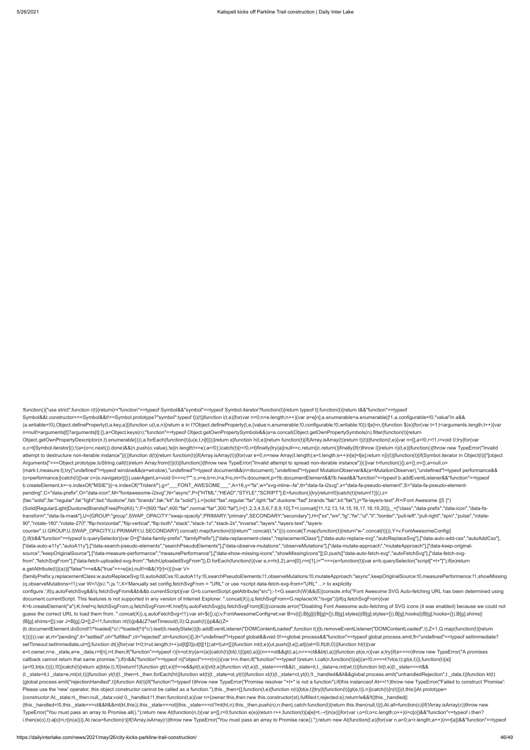```
!function(){"use strict";function r(t){return(r="function"==typeof Symbol&&"symbol"==typeof Symbol.iterator?function(t){return typeof t}:function(t){return t&&"function"==typeof Symbol&&t.constructor===Symbol&&t!==Symbol.prototype?"symbol":typeof t})(t)}function i(t,e){for(var n=0;n<e.length;n++){var a=e[n];a.enumerable=a.enumerable||!1,a.configurable=!0,"value"in a&&(a.writable=!0),Object.defineProperty(t,a.key,a)}}function u(t,e,n){return e in t?Object.defineProperty(t,e,{value:n,enumerable:!0,configurable:!0,writable:!0}):t[e]=n,t}function $(e){for(var t=1;t<arguments.length;t++){var n=null!=arguments[t]?arguments[t]:{},a=Object.keys(n);"function"==typeof Object.getOwnPropertySymbols&&(a=a.concat(Object.getOwnPropertySymbols(n).filter(function(t){return Object.getOwnPropertyDescriptor(n,t).enumerable}))),a.forEach(function(t){u(e,t,n[t])})}return e}function h(t,e){return function(t){if(Array.isArray(t))return t}(t)||function(t,e){var n=[],a=!0,r=!1,i=void 0;try{for(var o,c=t[Symbol.iterator]();!(a=(o=c.next()).done)&&(n.push(o.value),!e||n.length!==e);a=!0);}catch(t){r=!0,i=t}finally{try{a||null==c.return||c.return()}finally{if(r)throw i}}return n}(t,e)||function(){throw new TypeError("Invalid attempt to destructure non-iterable instance")}()}function d(t){return function(t){if(Array.isArray(t)){for(var e=0,n=new Array(t.length);e<t.length;e++)n[e]=t[e];return n}}(t)||function(t){if(Symbol.iterator in Object(t)||"[object Arguments]"===Object.prototype.toString.call(t))return Array.from(t)}(t)||function(){throw new TypeError("Invalid attempt to spread non-iterable instance")}()}var t=function(){},e={},n={},a=null,o={mark:t,measure:t};try{"undefined"!=typeof window&&(e=window),"undefined"!=typeof document&&(n=document),"undefined"!=typeof MutationObserver&&(a=MutationObserver),"undefined"!=typeof performance&&(o=performance)}catch(t){}var c=(e.navigator||{}).userAgent,s=void 0===c?"":c,v=e,b=n,l=a,f=o,m=!!v.document,p=!!b.documentElement&&!!b.head&&"function"==typeof b.addEventListener&&"function"==typeof b.createElement,k=~s.indexOf("MSIE")||~s.indexOf("Trident/"),g="___FONT_AWESOME___",A=16,y="fa",w="svg-inline--fa",tt="data-fa-i2svg",x="data-fa-pseudo-element",S="data-fa-pseudo-element-pending",C="data-prefix",O="data-icon",M="fontawesome-i2svg",N="async",P=["HTML","HEAD","STYLE","SCRIPT"],E=function(){try{return!0}catch(t){return!1}}(),z={fas:"solid",far:"regular",fal:"light",fad:"duotone",fab:"brands",fak:"kit",fa:"solid"},L={solid:"fas",regular:"far",light:"fal",duotone:"fad",brands:"fab",kit:"fak"},j="fa-layers-text",R=/Font Awesome ([5 ]*)(Solid|Regular|Light|Duotone|Brands|Free|Pro|Kit).*/,F={900:"fas",400:"far",normal:"far",300:"fal"},I=[1,2,3,4,5,6,7,8,9,10],T=I.concat([11,12,13,14,15,16,17,18,19,20]),_=["class","data-prefix","data-icon","data-fa-transform","data-fa-mask"],U={GROUP:"group",SWAP_OPACITY:"swap-opacity",PRIMARY:"primary",SECONDARY:"secondary"},H=["xs","sm","lg","fw","ul","li","border","pull-left","pull-right","spin","pulse","rotate-90","rotate-180","rotate-270","flip-horizontal","flip-vertical","flip-both","stack","stack-1x","stack-2x","inverse","layers","layers-text","layers-counter",U.GROUP,U.SWAP_OPACITY,U.PRIMARY,U.SECONDARY].concat(I.map(function(t){return"".concat(t,"x")})).concat(T.map(function(t){return"w-".concat(t)})),Y=v.FontAwesomeConfig||{};if(b&&"function"==typeof b.querySelector){var D=[["data-family-prefix","familyPrefix"],["data-replacement-class","replacementClass"],["data-auto-replace-svg","autoReplaceSvg"],["data-auto-add-css","autoAddCss"],["data-auto-a11y","autoA11y"],["data-search-pseudo-elements","searchPseudoElements"],["data-observe-mutations","observeMutations"],["data-mutate-approach","mutateApproach"],["data-keep-original-source","keepOriginalSource"],["data-measure-performance","measurePerformance"],["data-show-missing-icons","showMissingIcons"]];D.push(["data-auto-fetch-svg","autoFetchSvg"],["data-fetch-svg-from","fetchSvgFrom"],["data-fetch-uploaded-svg-from","fetchUploadedSvgFrom"]),D.forEach(function(t){var e,n=h(t,2),a=n[0],r=n[1],i=""===(e=function(t){var e=b.querySelector("script["+t+"]");if(e)return e.getAttribute(t)}(a))||"false"!==e&&("true"===e||e);null!=i&&(Y[r]=i)})}var V={familyPrefix:y,replacementClass:w,autoReplaceSvg:!0,autoAddCss:!0,autoA11y:!0,searchPseudoElements:!1,observeMutations:!0,mutateApproach:"async",keepOriginalSource:!0,measurePerformance:!1,showMissingIcons:!0};Y.familyPrefix&&(Y.familyPrefix=Y.familyPrefix)...(q.observeMutations=!1);var W=/\/js\/.*\.js.*/,X='Manually set config.fetchSvgFrom = "URL" or use <script data-fetch-svg-from="URL" ...> to explicitly configure.';if(q.autoFetchSvg&&!q.fetchSvgFrom&&b&&b.currentScript){var G=b.currentScript.getAttribute("src");-1<G.search(W)&&(E||console.info("Font Awesome SVG Auto-fetching URL has been determined using document.currentScript. This features is not supported in any version of Internet Explorer. ".concat(X)),q.fetchSvgFrom=G.replace(W,"/svgs"))}if(q.fetchSvgFrom){var K=b.createElement("a");K.href=q.fetchSvgFrom,q.fetchSvgFrom=K.href}!q.autoFetchSvg||q.fetchSvgFrom||E||(console.error("Disabling Font Awesome auto-fetching of SVG icons (it was enabled) because we could not guess the correct URL to load them from. ".concat(X)),q.autoFetchSvg=!1);var et=$({},q);v.FontAwesomeConfig=et;var B=v||{};B[g]||(B[g]={}),B[g].styles||(B[g].styles={}),B[g].hooks||(B[g].hooks={}),B[g].shims||(B[g].shims=[]);var J=B[g],Q=[],Z=!1;function nt(t){p&&(Z?setTimeout(t,0):Q.push(t))}p&&((Z=(b.documentElement.doScroll?/^loaded|^c/:/^loaded|^i|^c/).test(b.readyState))||b.addEventListener("DOMContentLoaded",function t(){b.removeEventListener("DOMContentLoaded",t),Z=1,Q.map(function(t){return t()})}));var at,rt="pending",it="settled",ot="fulfilled",ct="rejected",st=function(){},lt="undefined"!=typeof global&&void 0!==global.process&&"function"==typeof global.process.emit,ft="undefined"==typeof setImmediate?setTimeout:setImmediate,ut=[];function dt(){for(var t=0;t<ut.length;t++)ut[t][0](ut[t][1]);at=!(ut=[])}function mt(t,e){ut.push([t,e]),at||(at=!0,ft(dt,0))}function ht(t){var e=t.owner,n=e._state,a=e._data,r=t[n],i=t.then;if("function"==typeof r){n=ot;try{a=r(a)}catch(t){bt(i,t)}}pt(i,a)||(n===ot&&gt(i,a),n===ct&&bt(i,a))}function pt(e,n){var a;try{if(e===n)throw new TypeError("A promises callback cannot return that same promise.");if(n&&("function"==typeof n||"object"===r(n))){var t=n.then;if("function"==typeof t)return t.call(n,function(t){a||(a=!0,n===t?vt(e,t):gt(e,t))},function(t){a||(a=!0,bt(e,t))}),!0}}catch(t){return a||bt(e,t),!0}return!1}function gt(t,e){t!==e&&pt(t,e)||vt(t,e)}function vt(t,e){t._state===rt&&(t._state=it,t._data=e,mt(wt,t))}function bt(t,e){t._state===rt&&(t._state=it,t._data=e,mt(xt,t))}function yt(t){t._then=t._then.forEach(ht)}function wt(t){t._state=ot,yt(t)}function xt(t){t._state=ct,yt(t),!t._handled&&lt&&global.process.emit("unhandledRejection",t._data,t)}function kt(t){global.process.emit("rejectionHandled",t)}function At(t){if("function"!=typeof t)throw new TypeError("Promise resolver "+t+" is not a function");if(this instanceof At==!1)throw new TypeError("Failed to construct 'Promise': Please use the 'new' operator, this object constructor cannot be called as a function.");this._then=[],function(t,e){function n(t){bt(e,t)}try{t(function(t){gt(e,t)},n)}catch(t){n(t)}}(t,this)}At.prototype={constructor:At,_state:rt,_then:null,_data:void 0,_handled:!1,then:function(t,e){var n={owner:this,then:new this.constructor(st),fulfilled:t,rejected:e};return!e&&!t||this._handled||(this._handled=!0,this._state===ct&&lt&&mt(kt,this)),this._state===ot||this._state===ct?mt(ht,n):this._then.push(n),n.then},catch:function(t){return this.then(null,t)}},At.all=function(c){if(!Array.isArray(c))throw new TypeError("You must pass an array to Promise.all().");return new At(function(n,t){var a=[],r=0;function e(e){return r++,function(t){a[e]=t,--r||n(a)}}for(var i,o=0;o<c.length;o++)(i=c[o])&&"function"==typeof i.then?i.then(e(o),t):a[o]=i;r||n(a)})},At.race=function(r){if(!Array.isArray(r))throw new TypeError("You must pass an array to Promise.race().");return new At(function(t,e){for(var n,a=0;a<r.length;a++)(n=r[a])&&"function"==typeof
```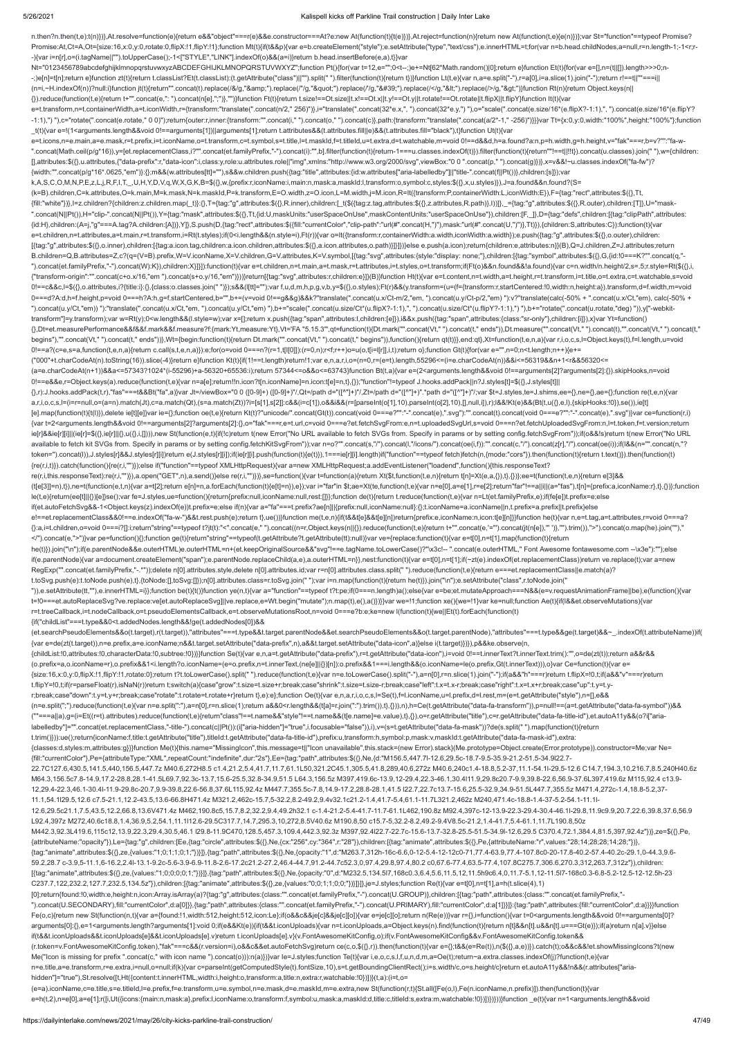```
n.then?n.then(t,e):t(n)}}},At.resolve=function(e){return e&&"object"===r(e)&&e.constructor===At?e:new At(function(t){t(e)})},At.reject=function(n){return new At(function(t,e){e(n)})};var St="function"===typeof Promise?Promise:At,Ct=A,Ot={size:16,x:0,y:0,rotate:0,flipX:!1,flipY:!1};function Mt(t){if(t&&p){var e=b.createElement("style");e.setAttribute("type","text/css"),e.innerHTML=t;for(var n=b.head.childNodes,a=null,r=n.length-1;-1<r;r--){var i=n[r],o=(i.tagName||"").toUpperCase();-1<["STYLE","LINK"].indexOf(o)&&(a=i)}return b.head.insertBefore(e,a),t}}var
Nt="0123456789abcdefghijklmnopqrstuvwxyzABCDEFGHIJKLMNOPQRSTUVWXYZ";function Pt(){for(var t=12,e="";0<t--;)e+=Nt[62*Math.random()|0];return e}function Et(t){for(var e=[],n=(t||[]).length>>>0;n--;)e[n]=t[n];return e}function zt(t){return t.classList?Et(t.classList):(t.getAttribute("class")||"").split(" ").filter(function(t){return t})}function Lt(t,e){var n,a=e.split("-"),r=a[0],i=a.slice(1).join("-");return r!==t||""===i||(n=i,~H.indexOf(n))?null:i}function jt(t){return"".concat(t).replace(/&/g,"&amp;").replace(/"/g,"&quot;").replace(/'/g,"&#39;").replace(/</g,"&lt;").replace(/>/g,"&gt;")}function Rt(n){return Object.keys(n||{}).reduce(function(t,e){return t+"".concat(e,": ").concat(n[e],";")},"")}function Ft(t){return t.size!==Ot.size||t.x!==Ot.x||t.y!==Ot.y||t.rotate!==Ot.rotate||t.flipX||t.flipY}function It(t){var e=t.transform,n=t.containerWidth,a=t.iconWidth,r={transform:"translate(".concat(n/2," 256)")},i="translate(".concat(32*e.x,", ").concat(32*e.y,") "),o="scale(".concat(e.size/16*(e.flipX?-1:1),", ").concat(e.size/16*(e.flipY?-1:1),") "),c="rotate(".concat(e.rotate," 0 0)");return{outer:r,inner:{transform:"".concat(i," ").concat(o," ").concat(c)},path:{transform:"translate(".concat(a/2*-1," -256)")}}}var Tt={x:0,y:0,width:"100%",height:"100%"};function _t(t){var e=!(1<arguments.length&&void 0!==arguments[1])||arguments[1];return t.attributes&&(t.attributes.fill||e)&&(t.attributes.fill="black"),t}function Ut(t){var
e=t.icons,n=e.main,a=e.mask,r=t.prefix,i=t.iconName,o=t.transform,c=t.symbol,s=t.title,l=t.maskId,f=t.titleId,u=t.extra,d=t.watchable,m=void 0!==d&&d,h=a.found?a:n,p=h.width,g=h.height,v="fak"===r,b=v?"":"fa-w-".concat(Math.ceil(p/g*16)),y=[et.replacementClass,i?"".concat(et.familyPrefix,"-").concat(i):"",b].filter(function(t){return-1===u.classes.indexOf(t)}).filter(function(t){return""!==t&&!!t}).concat(u.classes).join(" "),w={children:[],attributes:$({},u.attributes,{"data-prefix":r,"data-icon":i,class:y,role:u.attributes.role||"img",xmlns:"http://www.w3.org/2000/svg",viewBox:"0 0 ".concat(p," ").concat(g)})},x=v&&!~u.classes.indexOf("fa-fw")?{width:"".concat(p/g*16*.0625,"em")}:{};m&&(w.attributes[tt]=""),s&&w.children.push({tag:"title",attributes:{id:w.attributes["aria-labelledby"]||"title-".concat(f||Pt())},children:[s]});var
k,A,S,C,O,M,N,P,E,z,L,j,R,F,I,T,_,U,H,Y,D,V,q,W,X,G,K,B=$({},w,{prefix:r,iconName:i,main:n,mask:a,maskId:l,transform:o,symbol:c,styles:$({},x,u.styles)}),J=a.found&&n.found?(S=(k=B).children,C=k.attributes,O=k.main,M=k.mask,N=k.maskId,P=k.transform,E=O.width,z=O.icon,L=M.width,j=M.icon,R=It({transform:P,containerWidth:L,iconWidth:E}),F={tag:"rect",attributes:$({},Tt,{fill:"white"})},I=z.children?{children:z.children.map(_t)}:{},T={tag:"g",attributes:$({},R.inner),children:[_t($({tag:z.tag,attributes:$({},z.attributes,R.path)},I))]},_={tag:"g",attributes:$({},R.outer),children:[T]},U="mask-".concat(N||Pt()),H="clip-".concat(N||Pt()),Y={tag:"mask",attributes:$({},Tt,{id:U,maskUnits:"userSpaceOnUse",maskContentUnits:"userSpaceOnUse"}),children:[F,_]},D={tag:"defs",children:[{tag:"clipPath",attributes:{id:H},children:(A=j,"g"===A.tag?A.children:[A])},Y]},S.push(D,{tag:"rect",attributes:$({fill:"currentColor","clip-path":"url(#".concat(H,")"),mask:"url(#".concat(U,")")},Tt)}),{children:S,attributes:C}):function(t){var
e=t.children,n=t.attributes,a=t.main,r=t.transform,i=Rt(t.styles);if(0<i.length&&(n.style=i),Ft(r)){var o=It({transform:r,containerWidth:a.width,iconWidth:a.width});e.push({tag:"g",attributes:$({},o.outer),children:[{tag:"g",attributes:$({},o.inner),children:[{tag:a.icon.tag,children:a.icon.children,attributes:$({},a.icon.attributes,o.path)}]}]})}else e.push(a.icon);return{children:e,attributes:n}}(B),Q=J.children,Z=J.attributes;return
B.children=Q,B.attributes=Z,c?(q=(V=B).prefix,W=V.iconName,X=V.children,G=V.attributes,K=V.symbol,[{tag:"svg",attributes:{style:"display: none;"},children:[{tag:"symbol",attributes:$({},G,{id:!0===K?"".concat(q,"-").concat(et.familyPrefix,"-").concat(W):K}),children:X}]}]):function(t){var e=t.children,n=t.main,a=t.mask,r=t.attributes,i=t.styles,o=t.transform;if(Ft(o)&&n.found&&!a.found){var c=n.width/n.height/2,s=.5;r.style=Rt($({},i,{"transform-origin":"".concat(c+o.x/16,"em ").concat(s+o.y/16,"em")}))}return[{tag:"svg",attributes:r,children:e}]}(B)}function Ht(t){var e=t.content,n=t.width,a=t.height,r=t.transform,i=t.title,o=t.extra,c=t.watchable,s=void 0!==c&&c,l=$({},o.attributes,i?{title:i}:{},{class:o.classes.join(" ")});s&&(l[tt]="");var f,u,d,m,h,p,g,v,b,y=$({},o.styles);Ft(r)&&(y.transform=(u=(f={transform:r,startCentered:!0,width:n,height:a}).transform,d=f.width,m=void 0===d?A:d,h=f.height,p=void 0===h?A:h,g=f.startCentered,b="",b+=(v=void 0!==g&&g)&&k?"translate(".concat(u.x/Ct-m/2,"em, ").concat(u.y/Ct-p/2,"em) "):v?"translate(calc(-50% + ".concat(u.x/Ct,"em), calc(-50% + ").concat(u.y/Ct,"em)) "):"translate(".concat(u.x/Ct,"em, ").concat(u.y/Ct,"em) "),b+="scale(".concat(u.size/Ct*(u.flipX?-1:1),", ").concat(u.size/Ct*(u.flipY?-1:1),") "),b+="rotate(".concat(u.rotate,"deg) ")),y["-webkit-transform"]=y.transform);var w=Rt(y);0<w.length&&(l.style=w);var x=[];return x.push({tag:"span",attributes:l,children:[e]}),i&&x.push({tag:"span",attributes:{class:"sr-only"},children:[i]}),x}var Yt=function(){},Dt=et.measurePerformance&&f&&f.mark&&f.measure?f:{mark:Yt,measure:Yt},Vt='FA "5.15.3"',qt=function(t){Dt.mark("".concat(Vt," ").concat(t," ends")),Dt.measure("".concat(Vt," ").concat(t),"".concat(Vt," ").concat(t," begins"),"".concat(Vt," ").concat(t," ends"))},Wt={begin:function(t){return Dt.mark("".concat(Vt," ").concat(t," begins")),function(){return qt(t)}},end:qt},Xt=function(t,e,n,a){var r,i,o,c,s,l=Object.keys(t),f=l.length,u=void 0!==a?(c=e,s=a,function(t,e,n,a){return c.call(s,t,e,n,a)}):e;for(o=void 0===n?(r=1,t[l[0]]):(r=0,n);r<f;r++)o=u(o,t[i=l[r]],i,t);return o};function Gt(t){for(var e="",n=0;n<t.length;n++){e+=("000"+t.charCodeAt(n).toString(16)).slice(-4)}return e}function Kt(t){if(1!==t.length)return!1;var e,n,a,r,i,o=(n=0,r=(e=t).length,55296<=(i=e.charCodeAt(n))&&i<=56319&&n+1<r&&56320<=(a=e.charCodeAt(n+1))&&a<=57343?1024*(i-55296)+a-56320+65536:i);return 57344<=o&&o<=63743}function Bt(t,a){var e=(2<arguments.length&&void 0!==arguments[2]?arguments[2]:{}).skipHooks,n=void 0!==e&&e,r=Object.keys(a).reduce(function(t,e){var n=a[e];return!!n.icon?t[n.iconName]=n.icon:t[e]=n,t},{});"function"!=typeof J.hooks.addPack||n?J.styles[t]=$({},J.styles[t]||{},r):J.hooks.addPack(t,r),"fas"===t&&Bt("fa",a)}var Jt=/viewBox="0 0 ([0-9]+) ([0-9]+)"/,Qt=/path d="([^"]+)"/,Zt=/path d="([^"]+)".*path d="([^"]+)"/;var $t=J.styles,te=J.shims,ee={},ne={},ae={};function re(t,e,n){var a,r,i,o,c,s,l=(i=r=null,o=(a=n).match(Jt),c=a.match(Qt),(s=a.match(Zt))?i=[s[1],s[2]]:c&&(i=c[1]),o&&i&&(r=[parseInt(o[1],10),parseInt(o[2],10),[],null,i]),r);l&&!Kt(e)&&(Bt(t,u({},e,l),{skipHooks:!0}),se()),ie[t][e].map(function(t){t(l)}),delete ie[t][e]}var ie={};function oe(t,e){return Kt(t)?"unicode/".concat(Gt(t)).concat(void 0===e?"":"-".concat(e),".svg"):"".concat(t).concat(void 0===e?"":"-".concat(e),".svg")}var ce=function(r,i){var t=2<arguments.length&&void 0!==arguments[2]?arguments[2]:{},o="fak"===r,e=t.url,c=void 0===e?et.fetchSvgFrom:e,n=t.uploadedSvgUrl,s=void 0===n?et.fetchUploadedSvgFrom:n,l=t.token,f=t.version;return ie[r]&&ie[r][i]||(ie[r]=$({},ie[r]||{},u({},i,[]))),new St(function(e,t){if(!c)return t(new Error("No URL available to fetch SVGs from. Specify in params or by setting config.fetchSvgFrom"));if(o&&!s)return t(new Error("No URL available to fetch kit SVGs from. Specify in params or by setting config.fetchKitSvgFrom"));var n=o?"".concat(s,"/").concat(l,"/icons/").concat(oe(i,f)):"".concat(c,"/").concat(z[r],"/").concat(oe(i));if(l&&(n="".concat(n,"?token=").concat(l)),J.styles[r]&&J.styles[r][i])return e(J.styles[r][i]);if(ie[r][i].push(function(t){e(t)}),1===ie[r][i].length)if("function"==typeof fetch)fetch(n,{mode:"cors"}).then(function(t){return t.text()}).then(function(t){re(r,i,t)}).catch(function(){re(r,i,"")});else if("function"==typeof XMLHttpRequest){var a=new XMLHttpRequest;a.addEventListener("loadend",function(){this.responseText?re(r,i,this.responseText):re(r,i,"")}),a.open("GET",n),a.send()}else re(r,i,"")})},se=function(){var t=function(a){return Xt($t,function(t,e,n){return t[n]=Xt(e,a,{}),t},{})};ee=t(function(t,e,n){return e[3]&&(t[e[3]]=n),t}),ne=t(function(e,t,n){var a=t[2];return e[n]=n,a.forEach(function(t){e[t]=n}),e});var r="far"in $t;ae=Xt(te,function(t,e){var n=e[0],a=e[1],r=e[2];return"far"!==a||r||(a="fas"),t[n]={prefix:a,iconName:r},t},{})};function le(t,e){return(ee[t]||{})[e]}se();var fe=J.styles,ue=function(){return{prefix:null,iconName:null,rest:[]}};function de(t){return t.reduce(function(t,e){var n=Lt(et.familyPrefix,e);if(fe[e])t.prefix=e;else if(et.autoFetchSvg&&-1<Object.keys(z).indexOf(e))t.prefix=e;else if(n){var a="fa"===t.prefix?ae[n]||{prefix:null,iconName:null}:{};t.iconName=a.iconName||n,t.prefix=a.prefix||t.prefix}else e!==et.replacementClass&&0!==e.indexOf("fa-w-")&&t.rest.push(e);return t},ue())}function me(t,e,n){if(t&&t[e]&&t[e][n])return{prefix:e,iconName:n,icon:t[e][n]}}function he(t){var n,e=t.tag,a=t.attributes,r=void 0===a?{}:a,i=t.children,o=void 0===i?[]:i;return"string"==typeof t?jt(t):"<".concat(e," ").concat((n=r,Object.keys(n||{}).reduce(function(t,e){return t+"".concat(e,'="').concat(jt(n[e]),'" ')},"").trim()),">").concat(o.map(he).join(""),"</").concat(e,">")}var pe=function(){};function ge(t){return"string"==typeof(t.getAttribute?t.getAttribute(tt):null)}var ve={replace:function(t){var e=t[0],n=t[1].map(function(t){return he(t)}).join("\n");if(e.parentNode&&e.outerHTML)e.outerHTML=n+(et.keepOriginalSource&&"svg"!==e.tagName.toLowerCase()?"\x3c!-- ".concat(e.outerHTML," Font Awesome fontawesome.com --\x3e"):"");else if(e.parentNode){var a=document.createElement("span");e.parentNode.replaceChild(a,e),a.outerHTML=n}},nest:function(t){var e=t[0],n=t[1];if(~zt(e).indexOf(et.replacementClass))return ve.replace(t);var a=new RegExp("".concat(et.familyPrefix,"-.*"));delete n[0].attributes.style,delete n[0].attributes.id;var r=n[0].attributes.class.split(" ").reduce(function(t,e){return e===et.replacementClass||e.match(a)?t.toSvg.push(e):t.toNode.push(e),t},{toNode:[],toSvg:[]});n[0].attributes.class=r.toSvg.join(" ");var i=n.map(function(t){return he(t)}).join("\n");e.setAttribute("class",r.toNode.join(" ")),e.setAttribute(tt,""),e.innerHTML=i}};function be(t){t()}function ye(n,t){var a="function"==typeof t?t:pe;if(0===n.length)a();else{var e=be;et.mutateApproach===N&&(e=v.requestAnimationFrame||be),e(function(){var t=!0===et.autoReplaceSvg?ve.replace:ve[et.autoReplaceSvg]||ve.replace,e=Wt.begin("mutate");n.map(t),e(),a()})}}var we=!1;function xe(){we=!1}var ke=null;function Ae(t){if(l&&et.observeMutations){var r=t.treeCallback,i=t.nodeCallback,o=t.pseudoElementsCallback,e=t.observeMutationsRoot,n=void 0===e?b:e;ke=new l(function(t){we||Et(t).forEach(function(t){if("childList"===t.type&&0<t.addedNodes.length&&!ge(t.addedNodes[0])&&(et.searchPseudoElements&&o(t.target),r(t.target)),"attributes"===t.type&&t.target.parentNode&&et.searchPseudoElements&&o(t.target.parentNode),"attributes"===t.type&&ge(t.target)&&~_.indexOf(t.attributeName))if("class"===t.attributeName){var e=de(zt(t.target)),n=e.prefix,a=e.iconName;n&&t.target.setAttribute("data-prefix",n),a&&t.target.setAttribute("data-icon",a)}else i(t.target)})}),p&&ke.observe(n,{childList:!0,attributes:!0,characterData:!0,subtree:!0})}}function Se(t){var e,n,a=t.getAttribute("data-prefix"),r=t.getAttribute("data-icon"),i=void 0!==t.innerText?t.innerText.trim():"",o=de(zt(t));return a&&r&&(o.prefix=a,o.iconName=r),o.prefix&&1<i.length?o.iconName=(e=o.prefix,n=t.innerText,(ne[e]||{})[n]):o.prefix&&1===i.length&&(o.iconName=le(o.prefix,Gt(t.innerText))),o}var Ce=function(t){var e={size:16,x:0,y:0,flipX:!1,flipY:!1,rotate:0};return t?t.toLowerCase().split(" ").reduce(function(t,e){var n=e.toLowerCase().split("-"),a=n[0],r=n.slice(1).join("-");if(a&&"h"===r)return t.flipX=!0,t;if(a&&"v"===r)return t.flipY=!0,t;if(r=parseFloat(r),isNaN(r))return t;switch(a){case"grow":t.size=t.size+r;break;case"shrink":t.size=t.size-r;break;case"left":t.x=t.x-r;break;case"right":t.x=t.x+r;break;case"up":t.y=t.y-r;break;case"down":t.y=t.y+r;break;case"rotate":t.rotate=t.rotate+r}return t},e):e};function Oe(t){var e,n,a,r,i,o,c,s,l=Se(t),f=l.iconName,u=l.prefix,d=l.rest,m=(e=t.getAttribute("style"),n=[],e&&(n=e.split(";").reduce(function(t,e){var n=e.split(":"),a=n[0],r=n.slice(1);return a&&0<r.length&&(t[a]=r.join(":").trim()),t},{})),n),h=Ce(t.getAttribute("data-fa-transform")),p=null!==(a=t.getAttribute("data-fa-symbol"))&&(""===a||a),g=(i=Et((r=t).attributes).reduce(function(t,e){return"class"!==t.name&&"style"!==t.name&&(t[e.name]=e.value),t},{}),o=r.getAttribute("title"),c=r.getAttribute("data-fa-title-id"),et.autoA11y&&(o?i["aria-labelledby"]="".concat(et.replacementClass,"-title-").concat(c||Pt()):(i["aria-hidden"]="true",i.focusable="false")),i),v=(s=t.getAttribute("data-fa-mask"))?de(s.split(" ").map(function(t){return t.trim()})):ue();return{iconName:f,title:t.getAttribute("title"),titleId:t.getAttribute("data-fa-title-id"),prefix:u,transform:h,symbol:p,mask:v,maskId:t.getAttribute("data-fa-mask-id"),extra:{classes:d,styles:m,attributes:g}}}function Me(t){this.name="MissingIcon",this.message=t||"Icon unavailable",this.stack=(new Error).stack}(Me.prototype=Object.create(Error.prototype)).constructor=Me;var Ne={fill:"currentColor"},Pe={attributeType:"XML",repeatCount:"indefinite",dur:"2s"},Ee={tag:"path",attributes:$({},Ne,{d:"M156.5,447.7l-12.6,29.5c-18.7-9.5-35.9-21.2-51.5-34.9l22.7-22.7C127.6,430.5,141.5,440,156.5,447.7z M40.6,272H8.5 c1.4,21.2,5.4,41.7,11.7,61.1L50,321.2C45.1,305.5,41.8,289,40.6,272z M40.6,240c1.4-18.8,5.2-37,11.1-54.1l-29.5-12.6 C14.7,194.3,10,216.7,8.5,240H40.6z M64.3,156.5c7.8-14.9,17.2-28.8,28.1-41.5L69.7,92.3c-13.7,15.6-25.5,32.8-34.9,51.5 L64.3,156.5z M397,419.6c-13.9,12-29.4,22.3-46.1,30.4l11.9,29.8c20.7-9.9,39.8-22.6,56.9-37.6L397,419.6z M115,92.4 c13.9-12,29.4-22.3,46.1-30.4l-11.9-29.8c-20.7,9.9-39.8,22.6-56.8,37.6L115,92.4z M447.7,355.5c-7.8,14.9-17.2,28.8-28.1,41.5 l22.7,22.7c13.7-15.6,25.5-32.9,34.9-51.5L447.7,355.5z M471.4,272c-1.4,18.8-5.2,37-11.1,54.1l29.5,12.6 c7.5-21.1,12.2-43.5,13.6-66.8H471.4z M321.2,462c-15.7,5-32.2,8.2-49.2,9.4v32.1c21.2-1.4,41.7-5.4,61.1-11.7L321.2,462z M240,471.4c-18.8-1.4-37-5.2-54.1-11.1l-12.6,29.5c21.1,7.5,43.5,12.2,66.8,13.6V471.4z M462,190.8c5,15.7,8.2,32.2,9.4,49.2h32.1 c-1.4-21.2-5.4-41.7-11.7-61.1L462,190.8z M92.4,397c-12-13.9-22.3-29.4-30.4-46.1l-29.8,11.9c9.9,20.7,22.6,39.8,37.6,56.9 L92.4,397z M272,40.6c18.8,1.4,36.9,5.2,54.1,11.1l12.6-29.5C317.7,14.7,295.3,10,272,8.5V40.6z M190.8,50 c15.7-5,32.2-8.2,49.2-9.4V8.5c-21.2,1.4-41.7,5.4-61.1,11.7L190.8,50z M442.3,92.3L419.6,115c12,13.9,22.3,29.4,30.5,46.1 l29.8-11.9C470,128.5,457.3,109.4,442.3,92.3z M397,92.4l22.7-22.7c-15.6-13.7-32.8-25.5-51.5-34.9l-12.6,29.5 C370.4,72.1,384.4,81.5,397,92.4z"})},ze=$({},Pe,{attributeName:"opacity"}),Le={tag:"g",children:[Ee,{tag:"circle",attributes:$({},Ne,{cx:"256",cy:"364",r:"28"}),children:[{tag:"animate",attributes:$({},Pe,{attributeName:"r",values:"28;14;28;28;14;28;"})},{tag:"animate",attributes:$({},ze,{values:"1;0;1;1;0;1;"})}]},{tag:"path",attributes:$({},Ne,{opacity:"1",d:"M263.7,312h-16c-6.6,0-12-5.4-12-12c0-71,77.4-63.9,77.4-107.8c0-20-17.8-40.2-57.4-40.2c-29.1,0-44.3,9.6-59.2,28.7 c-3.9,5-11.1,6-16.2,2.4l-13.1-9.2c-5.6-3.9-6.9-11.8-2.6-17.2c21.2-27.2,46.4-44.7,91.2-44.7c52.3,0,97.4,29.8,97.4,80.2 c0,67.6-77.4,63.5-77.4,107.8C275.7,306.6,270.3,312,263.7,312z"}),children:[{tag:"animate",attributes:$({},ze,{values:"1;0;0;0;0;1;"})}]},{tag:"path",attributes:$({},Ne,{opacity:"0",d:"M232.5,134.5l7,168c0.3,6.4,5.6,11.5,12,11.5h9c6.4,0,11.7-5.1,12-11.5l7-168c0.3-6.8-5.2-12.5-12-12.5h-23 C237.7,122,232.2,127.7,232.5,134.5z"}),children:[{tag:"animate",attributes:$({},ze,{values:"0;0;1;1;0;0;"})}]}]},je=J.styles;function Re(t){var e=t[0],n=t[1],a=h(t.slice(4),1)[0];return{found:!0,width:e,height:n,icon:Array.isArray(a)?{tag:"g",attributes:{class:"".concat(et.familyPrefix,"-").concat(U.GROUP)},children:[{tag:"path",attributes:{class:"".concat(et.familyPrefix,"-").concat(U.SECONDARY),fill:"currentColor",d:a[0]}},{tag:"path",attributes:{class:"".concat(et.familyPrefix,"-").concat(U.PRIMARY),fill:"currentColor",d:a[1]}}]}:{tag:"path",attributes:{fill:"currentColor",d:a}}}}function Fe(o,c){return new St(function(n,t){var a={found:!1,width:512,height:512,icon:Le};if(o&&c&&je[c]&&je[c][o]){var e=je[c][o];return n(Re(e))}var r={},i=function(){var t=0<arguments.length&&void 0!==arguments[0]?arguments[0]:{},e=1<arguments.length?arguments[1]:void 0;if(e&&Kt(e)){if(t&&t.iconUploads){var n=t.iconUploads,a=Object.keys(n).find(function(t){return n[t]&&n[t].u&&n[t].u===Gt(e)});if(a)return n[a].v}}else if(t&&t.iconUploads&&t.iconUploads[e]&&t.iconUploads[e].v)return t.iconUploads[e].v}(v.FontAwesomeKitConfig,o);if(v.FontAwesomeKitConfig&&v.FontAwesomeKitConfig.token&&(r.token=v.FontAwesomeKitConfig.token),"fak"===c&&(r.version=i),o&&c&&et.autoFetchSvg)return ce(c,o,$({},r)).then(function(t){var e={};t&&(e=Re(t)),n($({},a,e))}).catch(t);o&&c&&!et.showMissingIcons?t(new Me("Icon is missing for prefix ".concat(c," with icon name ").concat(o))):n(a)})}var Ie=J.styles;function Te(t){var i,e,o,c,s,l,f,u,n,d,m,a=Oe(t);return~a.transform.toString().indexOf("layers-text")?function(t,e){var n=e.title,a=e.transform,r=e.extra,i=null,o=null;if(k){var c=parseInt(getComputedStyle(t).fontSize,10),s=t.getBoundingClientRect();i=s.width/c,o=s.height/c}return et.autoA11y&&!n&&(r.attributes["aria-hidden"]="true"),St.resolve([t,Ht({content:t.innerHTML,width:i,height:o,transform:a,title:n,extra:r,watchable:!0})])}(t,a):(i=t,o=(e=a).iconName,c=e.title,s=e.titleId,l=e.prefix,f=e.transform,u=e.symbol,n=e.mask,d=e.maskId,m=e.extra,new St(function(r,t){St.all([Fe(o,l),Fe(n.iconName,n.prefix)]).then(function(t){var e=h(t,2),n=e[0],a=e[1];r([i,Ut({icons:{main:n,mask:a},prefix:l,iconName:o,transform:f,symbol:u,mask:a,maskId:d,title:c,titleId:s,extra:m,watchable:!0})])})}))}function _e(t){var n=1<arguments.length&&void
```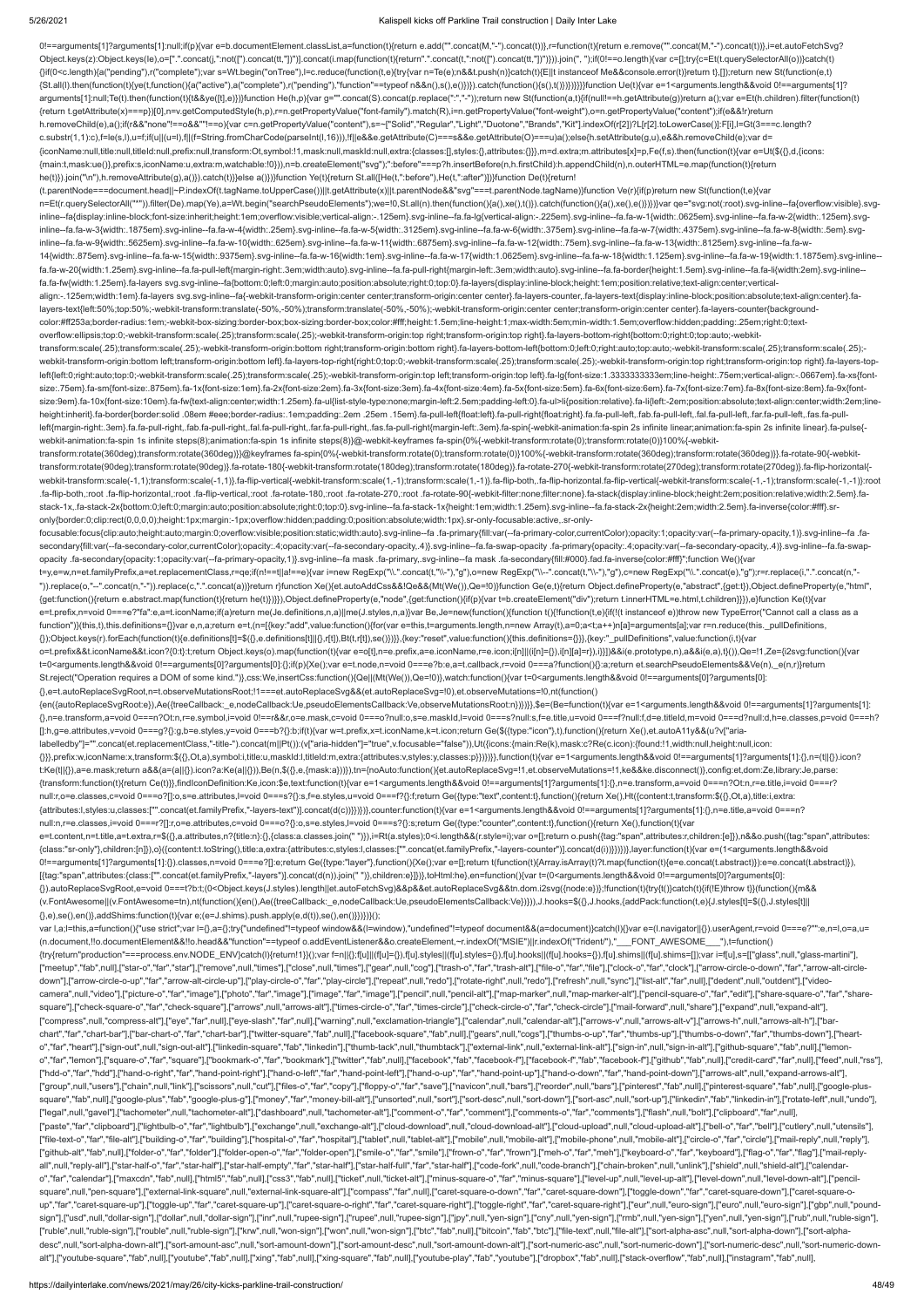```
0!==arguments[1]?arguments[1]:null;if(p){var e=b.documentElement.classList,a=function(t){return e.add("".concat(M,"-").concat(t))},r=function(t){return e.remove("".concat(M,"-").concat(t))},i=et.autoFetchSvg?
Object.keys(z):Object.keys(le),o=[".".concat(j,":not([").concat(tt,"])")].concat(i.map(function(t){return".".concat(t,":not([").concat(tt,"])")})).join(", ");if(0!==o.length){var c=[];try{c=Et(t.querySelectorAll(o))}catch(t)
{}if(0<c.length){a("pending"),r("complete");var s=Wt.begin("onTree"),l=c.reduce(function(t,e){try{var n=Te(e);n&&t.push(n)}catch(t){E||t instanceof Me&&console.error(t)}return t},[]);return new St(function(e,t)
{St.all(l).then(function(t){ye(t,function(){a("active"),a("complete"),r("pending"),"function"==typeof n&&n(),s(),e()})}).catch(function(t){s(),t(t)})})}}}}function Ue(t){var e=1<arguments.length&&void 0!==arguments[1]?
arguments[1]:null;Te(t).then(function(t){t&&ye([t],e)})}function He(h,p){var g="".concat(S).concat(p.replace(":","-"));return new St(function(a,t){if(null!==h.getAttribute(g))return a();var e=Et(h.children).filter(function(t)
{return t.getAttribute(x)===p})[0],n=v.getComputedStyle(h,p),r=n.getPropertyValue("font-family").match(R),i=n.getPropertyValue("font-weight"),o=n.getPropertyValue("content");if(e&&!r)return
h.removeChild(e),a();if(r&&"none"!==o&&""!==o){var c=n.getPropertyValue("content"),s=~["Solid","Regular","Light","Duotone","Brands","Kit"].indexOf(r[2])?L[r[2].toLowerCase()]:F[i],l=Gt(3===c.length?
c.substr(1,1):c),f=le(s,l),u=f;if(u||(u=l),f||(f=String.fromCharCode(parseInt(l,16))),!f||e&&e.getAttribute(C)===s&&e.getAttribute(O)===u)a();else{h.setAttribute(g,u),e&&h.removeChild(e);var d=
{iconName:null,title:null,titleId:null,prefix:null,transform:Ot,symbol:!1,mask:null,maskId:null,extra:{classes:[],styles:{},attributes:{}}},m=d.extra;m.attributes[x]=p,Fe(f,s).then(function(t){var e=Ut($({},d,{icons:
{main:t,mask:ue()},prefix:s,iconName:u,extra:m,watchable:!0})),n=b.createElement("svg");":before"===p?h.insertBefore(n,h.firstChild):h.appendChild(n),n.outerHTML=e.map(function(t){return
he(t)}).join("\n"),h.removeAttribute(g),a()}).catch(t)}}else a()})}function Ye(t){return St.all([He(t,":before"),He(t,":after")])}function De(t){return!
(t.parentNode===document.head||~P.indexOf(t.tagName.toUpperCase())||t.getAttribute(x)||t.parentNode&&"svg"===t.parentNode.tagName)}function Ve(r){if(p)return new St(function(t,e){var
n=Et(r.querySelectorAll("*")).filter(De).map(Ye),a=Wt.begin("searchPseudoElements");we=!0,St.all(n).then(function(){a(),xe(),t()}).catch(function(){a(),xe(),e()})})}var qe="svg:not(:root).svg-inline--fa{overflow:visible}.svg-
inline--fa{display:inline-block;font-size:inherit;height:1em;overflow:visible;vertical-align:-.125em}.svg-inline--fa.fa-lg{vertical-align:-.225em}.svg-inline--fa.fa-w-1{width:.0625em}.svg-inline--fa.fa-w-2{width:.125em}.svg-
inline--fa.fa-w-3{width:.1875em}.svg-inline--fa.fa-w-4{width:.25em}.svg-inline--fa.fa-w-5{width:.3125em}.svg-inline--fa.fa-w-6{width:.375em}.svg-inline--fa.fa-w-7{width:.4375em}.svg-inline--fa.fa-w-8{width:.5em}.svg-
inline--fa.fa-w-9{width:.5625em}.svg-inline--fa.fa-w-10{width:.625em}.svg-inline--fa.fa-w-11{width:.6875em}.svg-inline--fa.fa-w-12{width:.75em}.svg-inline--fa.fa-w-13{width:.8125em}.svg-inline--fa.fa-w-
14{width:.875em}.svg-inline--fa.fa-w-15{width:.9375em}.svg-inline--fa.fa-w-16{width:1em}.svg-inline--fa.fa-w-17{width:1.0625em}.svg-inline--fa.fa-w-18{width:1.125em}.svg-inline--fa.fa-w-19{width:1.1875em}.svg-inline--
fa.fa-w-20{width:1.25em}.svg-inline--fa.fa-pull-left{margin-right:.3em;width:auto}.svg-inline--fa.fa-pull-right{margin-left:.3em;width:auto}.svg-inline--fa.fa-border{height:1.5em}.svg-inline--fa.fa-li{width:2em}.svg-inline--
fa.fa-fw{width:1.25em}.fa-layers svg.svg-inline--fa{bottom:0;left:0;margin:auto;position:absolute;right:0;top:0}.fa-layers{display:inline-block;height:1em;position:relative;text-align:center;vertical-
align:-.125em;width:1em}.fa-layers svg.svg-inline--fa{-webkit-transform-origin:center center;transform-origin:center center}.fa-layers-counter,.fa-layers-text{display:inline-block;position:absolute;text-align:center}.fa-
layers-text{left:50%;top:50%;-webkit-transform:translate(-50%,-50%);transform:translate(-50%,-50%);-webkit-transform-origin:center center;transform-origin:center center}.fa-layers-counter{background-
color:#ff253a;border-radius:1em;-webkit-box-sizing:border-box;box-sizing:border-box;color:#fff;height:1.5em;line-height:1;max-width:5em;min-width:1.5em;overflow:hidden;padding:.25em;right:0;text-
overflow:ellipsis;top:0;-webkit-transform:scale(.25);transform:scale(.25);-webkit-transform-origin:top right;transform-origin:top right}.fa-layers-bottom-right{bottom:0;right:0;top:auto;-webkit-
transform:scale(.25);transform:scale(.25);-webkit-transform-origin:bottom right;transform-origin:bottom right}.fa-layers-bottom-left{bottom:0;left:0;right:auto;top:auto;-webkit-transform:scale(.25);transform:scale(.25);-
webkit-transform-origin:bottom left;transform-origin:bottom left}.fa-layers-top-right{right:0;top:0;-webkit-transform:scale(.25);transform:scale(.25);-webkit-transform-origin:top right;transform-origin:top right}.fa-layers-top-
left{left:0;right:auto;top:0;-webkit-transform:scale(.25);transform:scale(.25);-webkit-transform-origin:top left;transform-origin:top left}.fa-lg{font-size:1.3333333333em;line-height:.75em;vertical-align:-.0667em}.fa-xs{font-
size:.75em}.fa-sm{font-size:.875em}.fa-1x{font-size:1em}.fa-2x{font-size:2em}.fa-3x{font-size:3em}.fa-4x{font-size:4em}.fa-5x{font-size:5em}.fa-6x{font-size:6em}.fa-7x{font-size:7em}.fa-8x{font-size:8em}.fa-9x{font-
size:9em}.fa-10x{font-size:10em}.fa-fw{text-align:center;width:1.25em}.fa-ul{list-style-type:none;margin-left:2.5em;padding-left:0}.fa-ul>li{position:relative}.fa-li{left:-2em;position:absolute;text-align:center;width:2em;line-
height:inherit}.fa-border{border:solid .08em #eee;border-radius:.1em;padding:.2em .25em .15em}.fa-pull-left{float:left}.fa-pull-right{float:right}.fa.fa-pull-left,.fab.fa-pull-left,.fal.fa-pull-left,.far.fa-pull-left,.fas.fa-pull-
left{margin-right:.3em}.fa.fa-pull-right,.fab.fa-pull-right,.fal.fa-pull-right,.far.fa-pull-right,.fas.fa-pull-right{margin-left:.3em}.fa-spin{-webkit-animation:fa-spin 2s infinite linear;animation:fa-spin 2s infinite linear}.fa-pulse{-
webkit-animation:fa-spin 1s infinite steps(8);animation:fa-spin 1s infinite steps(8)}@-webkit-keyframes fa-spin{0%{-webkit-transform:rotate(0);transform:rotate(0)}100%{-webkit-
transform:rotate(360deg);transform:rotate(360deg)}}@keyframes fa-spin{0%{-webkit-transform:rotate(0);transform:rotate(0)}100%{-webkit-transform:rotate(360deg);transform:rotate(360deg)}}.fa-rotate-90{-webkit-
transform:rotate(90deg);transform:rotate(90deg)}.fa-rotate-180{-webkit-transform:rotate(180deg);transform:rotate(180deg)}.fa-rotate-270{-webkit-transform:rotate(270deg);transform:rotate(270deg)}.fa-flip-horizontal{-
webkit-transform:scale(-1,1);transform:scale(-1,1)}.fa-flip-vertical{-webkit-transform:scale(1,-1);transform:scale(1,-1)}.fa-flip-both,.fa-flip-horizontal.fa-flip-vertical{-webkit-transform:scale(-1,-1);transform:scale(-1,-1)}:root
.fa-flip-both,:root .fa-flip-horizontal,:root .fa-flip-vertical,:root .fa-rotate-180,:root .fa-rotate-270,:root .fa-rotate-90{-webkit-filter:none;filter:none}.fa-stack{display:inline-block;height:2em;position:relative;width:2.5em}.fa-
stack-1x,.fa-stack-2x{bottom:0;left:0;margin:auto;position:absolute;right:0;top:0}.svg-inline--fa.fa-stack-1x{height:1em;width:1.25em}.svg-inline--fa.fa-stack-2x{height:2em;width:2.5em}.fa-inverse{color:#fff}.sr-
only{border:0;clip:rect(0,0,0,0);height:1px;margin:-1px;overflow:hidden;padding:0;position:absolute;width:1px}.sr-only-focusable:active,.sr-only-
focusable:focus{clip:auto;height:auto;margin:0;overflow:visible;position:static;width:auto}.svg-inline--fa .fa-primary{fill:var(--fa-primary-color,currentColor);opacity:1;opacity:var(--fa-primary-opacity,1)}.svg-inline--fa .fa-
secondary{fill:var(--fa-secondary-color,currentColor);opacity:.4;opacity:var(--fa-secondary-opacity,.4)}.svg-inline--fa.fa-swap-opacity .fa-primary{opacity:.4;opacity:var(--fa-secondary-opacity,.4)}.svg-inline--fa.fa-swap-
opacity .fa-secondary{opacity:1;opacity:var(--fa-primary-opacity,1)}.svg-inline--fa mask .fa-primary,.svg-inline--fa mask .fa-secondary{fill:#000}.fad.fa-inverse{color:#fff}";function We(){var
t=y,e=w,n=et.familyPrefix,a=et.replacementClass,r=qe;if(n!==t||a!==e){var i=new RegExp("\\.".concat(t,"\\-"),"g"),o=new RegExp("\\--".concat(t,"\\-"),"g"),c=new RegExp("\\.".concat(e),"g");r=r.replace(i,".".concat(n,"-
")).replace(o,"--".concat(n,"-")).replace(c,".".concat(a))}return r}function Xe(){et.autoAddCss&&!Qe&&(Mt(We()),Qe=!0)}function Ge(e,t){return Object.defineProperty(e,"abstract",{get:t}),Object.defineProperty(e,"html",
{get:function(){return e.abstract.map(function(t){return he(t)})}}),Object.defineProperty(e,"node",{get:function(){if(p){var t=b.createElement("div");return t.innerHTML=e.html,t.children}}}),e}function Ke(t){var
e=t.prefix,n=void 0===e?"fa":e,a=t.iconName;if(a)return me(Je.definitions,n,a)||me(J.styles,n,a)}var Be,Je=new(function(){function t(){!function(t,e){if(!(t instanceof e))throw new TypeError("Cannot call a class as a
function")}(this,t),this.definitions={}}var e,n,a;return e=t,(n=[{key:"add",value:function(){for(var e=this,t=arguments.length,n=new Array(t),a=0;a<t;a++)n[a]=arguments[a];var r=n.reduce(this._pullDefinitions,
{});Object.keys(r).forEach(function(t){e.definitions[t]=$({},e.definitions[t]||{},r[t]),Bt(t,r[t]),se()})}},{key:"reset",value:function(){this.definitions={}}},{key:"_pullDefinitions",value:function(i,t){var
o=t.prefix&&t.iconName&&t.icon?{0:t}:t;return Object.keys(o).map(function(t){var e=o[t],n=e.prefix,a=e.iconName,r=e.icon;i[n]||(i[n]={}),i[n][a]=r}),i}}])&&i(e.prototype,n),a&&i(e,a),t}()),Qe=!1,Ze={i2svg:function(){var
t=0<arguments.length&&void 0!==arguments[0]?arguments[0]:{};if(p){Xe();var e=t.node,n=void 0===e?b:e,a=t.callback,r=void 0===a?function(){}:a;return et.searchPseudoElements&&Ve(n),_e(n,r)}return
St.reject("Operation requires a DOM of some kind.")},css:We,insertCss:function(){Qe||(Mt(We()),Qe=!0)},watch:function(){var t=0<arguments.length&&void 0!==arguments[0]?arguments[0]:
{},e=t.autoReplaceSvgRoot,n=t.observeMutationsRoot;!1===et.autoReplaceSvg&&(et.autoReplaceSvg=!0),et.observeMutations=!0,nt(function()
{en({autoReplaceSvgRoot:e}),Ae({treeCallback:_e,nodeCallback:Ue,pseudoElementsCallback:Ve,observeMutationsRoot:n})})}},$e=(Be=function(t){var e=1<arguments.length&&void 0!==arguments[1]?arguments[1]:
{},n=e.transform,a=void 0===n?Ot:n,r=e.symbol,i=void 0!==r&&r,o=e.mask,c=void 0===o?null:o,s=e.maskId,l=void 0===s?null:s,f=e.title,u=void 0===f?null:f,d=e.titleId,m=void 0===d?null:d,h=e.classes,p=void 0===h?
[]:h,g=e.attributes,v=void 0===g?{}:g,b=e.styles,y=void 0===b?{}:b;if(t){var w=t.prefix,x=t.iconName,k=t.icon;return Ge($({type:"icon"},t),function(){return Xe(),et.autoA11y&&(u?v["aria-
labelledby"]="".concat(et.replacementClass,"-title-").concat(m||Pt()):(v["aria-hidden"]="true",v.focusable="false")),Ut({icons:{main:Re(k),mask:c?Re(c.icon):{found:!1,width:null,height:null,icon:
{}}},prefix:w,iconName:x,transform:$({},Ot,a),symbol:i,title:u,maskId:l,titleId:m,extra:{attributes:v,styles:y,classes:p}})})}},function(t){var e=1<arguments.length&&void 0!==arguments[1]?arguments[1]:{},n=(t||{}).icon?
t:Ke(t||{}),a=e.mask;return a&&(a=(a||{}).icon?a:Ke(a||{})),Be(n,$({},e,{mask:a}))}),tn={noAuto:function(){et.autoReplaceSvg=!1,et.observeMutations=!1,ke&&ke.disconnect()},config:et,dom:Ze,library:Je,parse:
{transform:function(t){return Ce(t)}},findIconDefinition:Ke,icon:$e,text:function(t){var e=1<arguments.length&&void 0!==arguments[1]?arguments[1]:{},n=e.transform,a=void 0===n?Ot:n,r=e.title,i=void 0===r?
null:r,o=e.classes,c=void 0===o?[]:o,s=e.attributes,l=void 0===s?{}:s,f=e.styles,u=void 0===f?{}:f;return Ge({type:"text",content:t},function(){return Xe(),Ht({content:t,transform:$({},Ot,a),title:i,extra:
{attributes:l,styles:u,classes:["".concat(et.familyPrefix,"-layers-text")].concat(d(c))}})})},counter:function(t){var e=1<arguments.length&&void 0!==arguments[1]?arguments[1]:{},n=e.title,a=void 0===n?
null:n,r=e.classes,i=void 0===r?[]:r,o=e.attributes,c=void 0===o?{}:o,s=e.styles,l=void 0===s?{}:s;return Ge({type:"counter",content:t},function(){return Xe(),function(t){var
e=t.content,n=t.title,a=t.extra,r=$({},a.attributes,n?{title:n}:{},{class:a.classes.join(" ")}),i=Rt(a.styles);0<i.length&&(r.style=i);var o=[];return o.push({tag:"span",attributes:r,children:[e]}),n&&o.push({tag:"span",attributes:
{class:"sr-only"},children:[n]}),o}({content:t.toString(),title:a,extra:{attributes:c,styles:l,classes:["".concat(et.familyPrefix,"-layers-counter")].concat(d(i))}})})},layer:function(t){var e=(1<arguments.length&&void
0!==arguments[1]?arguments[1]:{}).classes,n=void 0===e?[]:e;return Ge({type:"layer"},function(){Xe();var e=[];return t(function(t){Array.isArray(t)?t.map(function(t){e=e.concat(t.abstract)}):e=e.concat(t.abstract)}),
[{tag:"span",attributes:{class:["".concat(et.familyPrefix,"-layers")].concat(d(n)).join(" ")},children:e}]})},toHtml:he},en=function(){var t=(0<arguments.length&&void 0!==arguments[0]?arguments[0]:
{}).autoReplaceSvgRoot,e=void 0===t?b:t;(0<Object.keys(J.styles).length||et.autoFetchSvg)&&p&&et.autoReplaceSvg&&tn.dom.i2svg({node:e})};!function(t){try{t()}catch(t){if(!E)throw t}}(function(){m&&
(v.FontAwesome||(v.FontAwesome=tn),nt(function(){en(),Ae({treeCallback:_e,nodeCallback:Ue,pseudoElementsCallback:Ve})})),J.hooks=$({},J.hooks,{addPack:function(t,e){J.styles[t]=$({},J.styles[t]||
{},e),se(),en()},addShims:function(t){var e;(e=J.shims).push.apply(e,d(t)),se(),en()}})})}();
var l,a;l=this,a=function(){"use strict";var l={},a={};try{"undefined"!=typeof window&&(l=window),"undefined"!=typeof document&&(a=document)}catch(l){}var e=(l.navigator||{}).userAgent,r=void 0===e?"":e,n=l,o=a,u=
(n.document,!!o.documentElement&&!!o.head&&"function"==typeof o.addEventListener&&o.createElement,~r.indexOf("MSIE")||r.indexOf("Trident/"),"___FONT_AWESOME___"),t=function()
{try{return"production"===process.env.NODE_ENV}catch(l){return!1}}();var f=n||{};f[u]||(f[u]={}),f[u].styles||(f[u].styles={}),f[u].hooks||(f[u].hooks={}),f[u].shims||(f[u].shims=[]);var i=f[u],s=[["glass",null,"glass-martini"],
["meetup","fab",null],["star-o","far","star"],["remove",null,"times"],["close",null,"times"],["gear",null,"cog"],["trash-o","far","trash-alt"],["file-o","far","file"],["clock-o","far","clock"],["arrow-circle-o-down","far","arrow-alt-circle-
down"],["arrow-circle-o-up","far","arrow-alt-circle-up"],["play-circle-o","far","play-circle"],["repeat",null,"redo"],["rotate-right",null,"redo"],["refresh",null,"sync"],["list-alt","far",null],["dedent",null,"outdent"],["video-
camera",null,"video"],["picture-o","far","image"],["photo","far","image"],["image","far","image"],["pencil",null,"pencil-alt"],["map-marker",null,"map-marker-alt"],["pencil-square-o","far","edit"],["share-square-o","far","share-
square"],["check-square-o","far","check-square"],["arrows",null,"arrows-alt"],["times-circle-o","far","times-circle"],["check-circle-o","far","check-circle"],["mail-forward",null,"share"],["expand",null,"expand-alt"],
["compress",null,"compress-alt"],["eye","far",null],["eye-slash","far",null],["warning",null,"exclamation-triangle"],["calendar",null,"calendar-alt"],["arrows-v",null,"arrows-alt-v"],["arrows-h",null,"arrows-alt-h"],["bar-
chart","far","chart-bar"],["bar-chart-o","far","chart-bar"],["twitter-square","fab",null],["facebook-square","fab",null],["gears",null,"cogs"],["thumbs-o-up","far","thumbs-up"],["thumbs-o-down","far","thumbs-down"],["heart-
o","far","heart"],["sign-out",null,"sign-out-alt"],["linkedin-square","fab","linkedin"],["thumb-tack",null,"thumbtack"],["external-link",null,"external-link-alt"],["sign-in",null,"sign-in-alt"],["github-square","fab",null],["lemon-
o","far","lemon"],["square-o","far","square"],["bookmark-o","far","bookmark"],["twitter","fab",null],["facebook","fab","facebook-f"],["facebook-f","fab","facebook-f"],["github","fab",null],["credit-card","far",null],["feed",null,"rss"],
["hdd-o","far","hdd"],["hand-o-right","far","hand-point-right"],["hand-o-left","far","hand-point-left"],["hand-o-up","far","hand-point-up"],["hand-o-down","far","hand-point-down"],["arrows-alt",null,"expand-arrows-alt"],
["group",null,"users"],["chain",null,"link"],["scissors",null,"cut"],["files-o","far","copy"],["floppy-o","far","save"],["navicon",null,"bars"],["reorder",null,"bars"],["pinterest","fab",null],["pinterest-square","fab",null],["google-plus-
square","fab",null],["google-plus","fab","google-plus-g"],["money","far","money-bill-alt"],["unsorted",null,"sort"],["sort-desc",null,"sort-down"],["sort-asc",null,"sort-up"],["linkedin","fab","linkedin-in"],["rotate-left",null,"undo"],
["legal",null,"gavel"],["tachometer",null,"tachometer-alt"],["dashboard",null,"tachometer-alt"],["comment-o","far","comment"],["comments-o","far","comments"],["flash",null,"bolt"],["clipboard","far",null],
["paste","far","clipboard"],["lightbulb-o","far","lightbulb"],["exchange",null,"exchange-alt"],["cloud-download",null,"cloud-download-alt"],["cloud-upload",null,"cloud-upload-alt"],["bell-o","far","bell"],["cutlery",null,"utensils"],
["file-text-o","far","file-alt"],["building-o","far","building"],["hospital-o","far","hospital"],["tablet",null,"tablet-alt"],["mobile",null,"mobile-alt"],["mobile-phone",null,"mobile-alt"],["circle-o","far","circle"],["mail-reply",null,"reply"],
["github-alt","fab",null],["folder-o","far","folder"],["folder-open-o","far","folder-open"],["smile-o","far","smile"],["frown-o","far","frown"],["meh-o","far","meh"],["keyboard-o","far","keyboard"],["flag-o","far","flag"],["mail-reply-
all",null,"reply-all"],["star-half-o","far","star-half"],["star-half-empty","far","star-half"],["star-half-full","far","star-half"],["code-fork",null,"code-branch"],["chain-broken",null,"unlink"],["shield",null,"shield-alt"],["calendar-
o","far","calendar"],["maxcdn","fab",null],["html5","fab",null],["css3","fab",null],["ticket",null,"ticket-alt"],["minus-square-o","far","minus-square"],["level-up",null,"level-up-alt"],["level-down",null,"level-down-alt"],["pencil-
square",null,"pen-square"],["external-link-square",null,"external-link-square-alt"],["compass","far",null],["caret-square-o-down","far","caret-square-down"],["toggle-down","far","caret-square-down"],["caret-square-o-
up","far","caret-square-up"],["toggle-up","far","caret-square-up"],["caret-square-o-right","far","caret-square-right"],["toggle-right","far","caret-square-right"],["eur",null,"euro-sign"],["euro",null,"euro-sign"],["gbp",null,"pound-
sign"],["usd",null,"dollar-sign"],["dollar",null,"dollar-sign"],["inr",null,"rupee-sign"],["rupee",null,"rupee-sign"],["jpy",null,"yen-sign"],["cny",null,"yen-sign"],["rmb",null,"yen-sign"],["yen",null,"yen-sign"],["rub",null,"ruble-sign"],
["ruble",null,"ruble-sign"],["rouble",null,"ruble-sign"],["krw",null,"won-sign"],["won",null,"won-sign"],["btc","fab",null],["bitcoin","fab","btc"],["file-text",null,"file-alt"],["sort-alpha-asc",null,"sort-alpha-down"],["sort-alpha-
desc",null,"sort-alpha-down-alt"],["sort-amount-asc",null,"sort-amount-down"],["sort-amount-desc",null,"sort-amount-down-alt"],["sort-numeric-asc",null,"sort-numeric-down"],["sort-numeric-desc",null,"sort-numeric-down-
alt"],["youtube-square","fab",null],["youtube","fab",null],["xing","fab",null],["xing-square","fab",null],["youtube-play","fab","youtube"],["dropbox","fab",null],["stack-overflow","fab",null],["instagram","fab",null],
```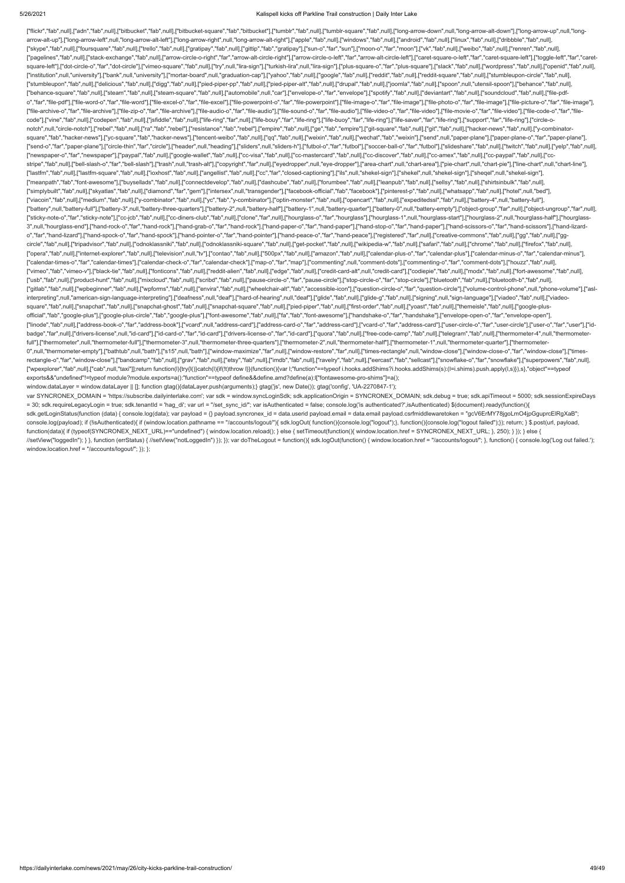```
["flickr","fab",null],["adn","fab",null],["bitbucket","fab",null],["bitbucket-square","fab","bitbucket"],["tumblr","fab",null],["tumblr-square","fab",null],["long-arrow-down",null,"long-arrow-alt-down"],["long-arrow-up",null,"long-arrow-alt-up"],["long-arrow-left",null,"long-arrow-alt-left"],["long-arrow-right",null,"long-arrow-alt-right"],["apple","fab",null],["windows","fab",null],["android","fab",null],["linux","fab",null],["dribbble","fab",null],["skype","fab",null],["foursquare","fab",null],["trello","fab",null],["gratipay","fab",null],["gittip","fab","gratipay"],["sun-o","far","sun"],["moon-o","far","moon"],["vk","fab",null],["weibo","fab",null],["renren","fab",null],["pagelines","fab",null],["stack-exchange","fab",null],["arrow-circle-o-right","far","arrow-alt-circle-right"],["arrow-circle-o-left","far","arrow-alt-circle-left"],["caret-square-o-left","far","caret-square-left"],["toggle-left","far","caret-square-left"],["dot-circle-o","far","dot-circle"],["vimeo-square","fab",null],["try",null,"lira-sign"],["turkish-lira",null,"lira-sign"],["plus-square-o","far","plus-square"],["slack","fab",null],["wordpress","fab",null],["openid","fab",null],["institution",null,"university"],["bank",null,"university"],["mortar-board",null,"graduation-cap"],["yahoo","fab",null],["google","fab",null],["reddit","fab",null],["reddit-square","fab",null],["stumbleupon-circle","fab",null],["stumbleupon","fab",null],["delicious","fab",null],["digg","fab",null],["pied-piper-pp","fab",null],["pied-piper-alt","fab",null],["drupal","fab",null],["joomla","fab",null],["spoon",null,"utensil-spoon"],["behance","fab",null],["behance-square","fab",null],["steam","fab",null],["steam-square","fab",null],["automobile",null,"car"],["envelope-o","far","envelope"],["spotify","fab",null],["deviantart","fab",null],["soundcloud","fab",null],["file-pdf-o","far","file-pdf"],["file-word-o","far","file-word"],["file-excel-o","far","file-excel"],["file-powerpoint-o","far","file-powerpoint"],["file-image-o","far","file-image"],["file-photo-o","far","file-image"],["file-picture-o","far","file-image"],["file-archive-o","far","file-archive"],["file-zip-o","far","file-archive"],["file-audio-o","far","file-audio"],["file-sound-o","far","file-audio"],["file-video-o","far","file-video"],["file-movie-o","far","file-video"],["file-code-o","far","file-code"],["vine","fab",null],["codepen","fab",null],["jsfiddle","fab",null],["life-ring","far",null],["life-bouy","far","life-ring"],["life-buoy","far","life-ring"],["life-saver","far","life-ring"],["support","far","life-ring"],["circle-o-notch",null,"circle-notch"],["rebel","fab",null],["ra","fab","rebel"],["resistance","fab","rebel"],["empire","fab",null],["ge","fab","empire"],["git-square","fab",null],["git","fab",null],["hacker-news","fab",null],["y-combinator-square","fab","hacker-news"],["yc-square","fab","hacker-news"],["tencent-weibo","fab",null],["qq","fab",null],["weixin","fab",null],["wechat","fab","weixin"],["send",null,"paper-plane"],["paper-plane-o","far","paper-plane"],["send-o","far","paper-plane"],["circle-thin","far","circle"],["header",null,"heading"],["sliders",null,"sliders-h"],["futbol-o","far","futbol"],["soccer-ball-o","far","futbol"],["slideshare","fab",null],["twitch","fab",null],["yelp","fab",null],["newspaper-o","far","newspaper"],["paypal","fab",null],["google-wallet","fab",null],["cc-visa","fab",null],["cc-mastercard","fab",null],["cc-discover","fab",null],["cc-amex","fab",null],["cc-paypal","fab",null],["cc-stripe","fab",null],["bell-slash-o","far","bell-slash"],["trash",null,"trash-alt"],["copyright","far",null],["eyedropper",null,"eye-dropper"],["area-chart",null,"chart-area"],["pie-chart",null,"chart-pie"],["line-chart",null,"chart-line"],["lastfm","fab",null],["lastfm-square","fab",null],["ioxhost","fab",null],["angellist","fab",null],["cc","far","closed-captioning"],["ils",null,"shekel-sign"],["shekel",null,"shekel-sign"],["sheqel",null,"shekel-sign"],["meanpath","fab","font-awesome"],["buysellads","fab",null],["connectdevelop","fab",null],["dashcube","fab",null],["forumbee","fab",null],["leanpub","fab",null],["sellsy","fab",null],["shirtsinbulk","fab",null],["simplybuilt","fab",null],["skyatlas","fab",null],["diamond","far","gem"],["intersex",null,"transgender"],["facebook-official","fab","facebook"],["pinterest-p","fab",null],["whatsapp","fab",null],["hotel",null,"bed"],["viacoin","fab",null],["medium","fab",null],["y-combinator","fab",null],["yc","fab","y-combinator"],["optin-monster","fab",null],["opencart","fab",null],["expeditedssl","fab",null],["battery-4",null,"battery-full"],["battery",null,"battery-full"],["battery-3",null,"battery-three-quarters"],["battery-2",null,"battery-half"],["battery-1",null,"battery-quarter"],["battery-0",null,"battery-empty"],["object-group","far",null],["object-ungroup","far",null],["sticky-note-o","far","sticky-note"],["cc-jcb","fab",null],["cc-diners-club","fab",null],["clone","far",null],["hourglass-o","far","hourglass"],["hourglass-1",null,"hourglass-start"],["hourglass-2",null,"hourglass-half"],["hourglass-3",null,"hourglass-end"],["hand-rock-o","far","hand-rock"],["hand-grab-o","far","hand-rock"],["hand-paper-o","far","hand-paper"],["hand-stop-o","far","hand-paper"],["hand-scissors-o","far","hand-scissors"],["hand-lizard-o","far","hand-lizard"],["hand-spock-o","far","hand-spock"],["hand-pointer-o","far","hand-pointer"],["hand-peace-o","far","hand-peace"],["registered","far",null],["creative-commons","fab",null],["gg","fab",null],["gg-circle","fab",null],["tripadvisor","fab",null],["odnoklassniki","fab",null],["odnoklassniki-square","fab",null],["get-pocket","fab",null],["wikipedia-w","fab",null],["safari","fab",null],["chrome","fab",null],["firefox","fab",null],["opera","fab",null],["internet-explorer","fab",null],["television",null,"tv"],["contao","fab",null],["500px","fab",null],["amazon","fab",null],["calendar-plus-o","far","calendar-plus"],["calendar-minus-o","far","calendar-minus"],["calendar-times-o","far","calendar-times"],["calendar-check-o","far","calendar-check"],["map-o","far","map"],["commenting",null,"comment-dots"],["commenting-o","far","comment-dots"],["houzz","fab",null],["vimeo","fab","vimeo-v"],["black-tie","fab",null],["fonticons","fab",null],["reddit-alien","fab",null],["edge","fab",null],["credit-card-alt",null,"credit-card"],["codiepie","fab",null],["modx","fab",null],["fort-awesome","fab",null],["usb","fab",null],["product-hunt","fab",null],["mixcloud","fab",null],["scribd","fab",null],["pause-circle-o","far","pause-circle"],["stop-circle-o","far","stop-circle"],["bluetooth","fab",null],["bluetooth-b","fab",null],["gitlab","fab",null],["wpbeginner","fab",null],["wpforms","fab",null],["envira","fab",null],["wheelchair-alt","fab","accessible-icon"],["question-circle-o","far","question-circle"],["volume-control-phone",null,"phone-volume"],["asl-interpreting",null,"american-sign-language-interpreting"],["deafness",null,"deaf"],["hard-of-hearing",null,"deaf"],["glide","fab",null],["glide-g","fab",null],["signing",null,"sign-language"],["viadeo","fab",null],["viadeo-square","fab",null],["snapchat","fab",null],["snapchat-ghost","fab",null],["snapchat-square","fab",null],["pied-piper","fab",null],["first-order","fab",null],["yoast","fab",null],["themeisle","fab",null],["google-plus-official","fab","google-plus"],["google-plus-circle","fab","google-plus"],["font-awesome","fab",null],["fa","fab","font-awesome"],["handshake-o","far","handshake"],["envelope-open-o","far","envelope-open"],["linode","fab",null],["address-book-o","far","address-book"],["vcard",null,"address-card"],["address-card-o","far","address-card"],["vcard-o","far","address-card"],["user-circle-o","far","user-circle"],["user-o","far","user"],["id-badge","far",null],["drivers-license",null,"id-card"],["id-card-o","far","id-card"],["drivers-license-o","far","id-card"],["quora","fab",null],["free-code-camp","fab",null],["telegram","fab",null],["thermometer-4",null,"thermometer-full"],["thermometer",null,"thermometer-full"],["thermometer-3",null,"thermometer-three-quarters"],["thermometer-2",null,"thermometer-half"],["thermometer-1",null,"thermometer-quarter"],["thermometer-0",null,"thermometer-empty"],["bathtub",null,"bath"],["s15",null,"bath"],["window-maximize","far",null],["window-restore","far",null],["times-rectangle",null,"window-close"],["window-close-o","far","window-close"],["times-rectangle-o","far","window-close"],["bandcamp","fab",null],["grav","fab",null],["etsy","fab",null],["imdb","fab",null],["ravelry","fab",null],["eercast","fab","sellcast"],["snowflake-o","far","snowflake"],["superpowers","fab",null],["wpexplorer","fab",null],["cab",null,"taxi"]];return function(l){try{l()}catch(l){if(!t)throw l}}(function(){var l;"function"==typeof i.hooks.addShims?i.hooks.addShims(s):(l=i.shims).push.apply(l,s)}),s},"object"==typeof exports&&"undefined"!=typeof module?module.exports=a():"function"==typeof define&&define.amd?define(a):l["fontawesome-pro-shims"]=a();
window.dataLayer = window.dataLayer || []; function gtag(){dataLayer.push(arguments);} gtag('js', new Date()); gtag('config', 'UA-2270847-1');
var SYNCRONEX_DOMAIN = 'https://subscribe.dailyinterlake.com'; var sdk = window.syncLoginSdk; sdk.applicationOrigin = SYNCRONEX_DOMAIN; sdk.debug = true; sdk.apiTimeout = 5000; sdk.sessionExpireDays = 30; sdk.requireLegacyLogin = true; sdk.tenantId = 'hag_di'; var url = "/set_sync_id/"; var isAuthenticated = false; console.log('is authenticated?',isAuthenticated) $(document).ready(function(){ sdk.getLoginStatus(function (data) { console.log(data); var payload = {} payload.syncronex_id = data.userid payload.email = data.email payload.csrfmiddlewaretoken = "gcV6ErMY78jgoLmO4jpGguprcElRgXaB"; console.log(payload); if (!isAuthenticated){ if (window.location.pathname == "/accounts/logout/"){ sdk.logOut( function(){console.log("logout");}, function(){console.log("logout failed");}); return; } $.post(url, payload, function(data){ if (typeof(SYNCRONEX_NEXT_URL)=="undefined") { window.location.reload(); } else { setTimeout(function(){ window.location.href = SYNCRONEX_NEXT_URL; }, 250); } }); } else { //setView("loggedIn"); } }, function (errStatus) { //setView("notLoggedIn") }); }); var doTheLogout = function(){ sdk.logOut(function() { window.location.href = "/accounts/logout/"; }, function() { console.log('Log out failed.'); window.location.href = "/accounts/logout/"; }); };
```